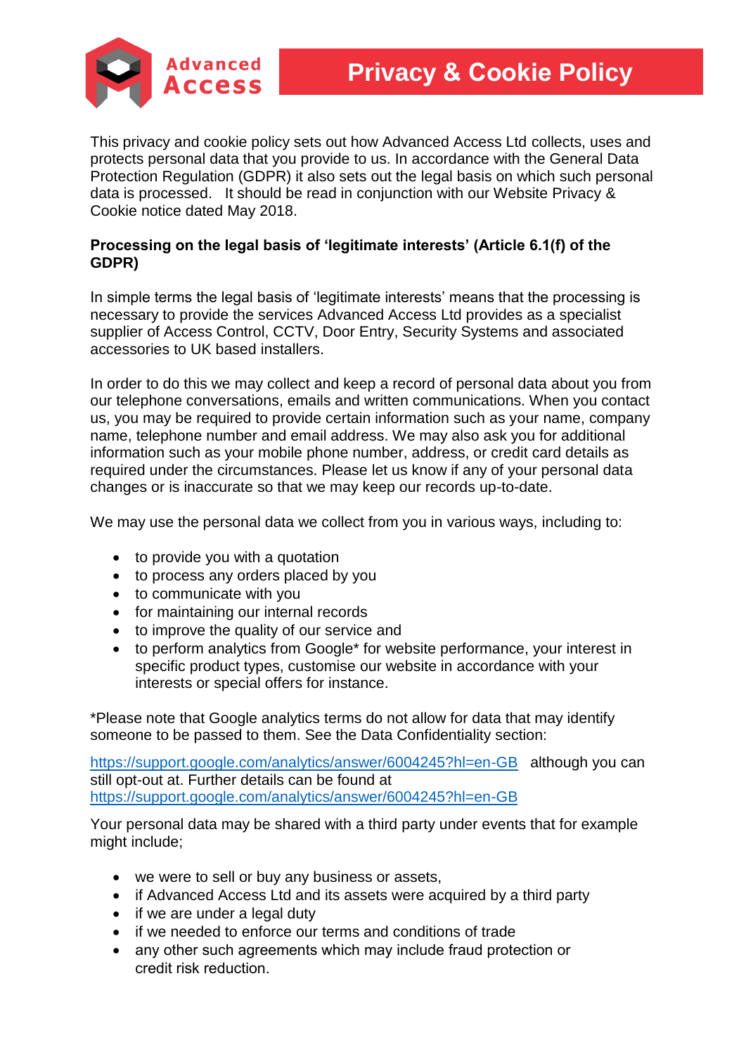# Privacy & Cookie Policy

This privacy and cookie policy sets out how Advanced Access Ltd collects, uses and protects personal data that you provide to us. In accordance with the General Data Protection Regulation (GDPR) it also sets out the legal basis on which such personal data is processed. It should be read in conjunction with our Website Privacy & Cookie notice dated May 2018.

**Processing on the legal basis of 'legitimate interests' (Article 6.1(f) of the GDPR)**

In simple terms the legal basis of 'legitimate interests' means that the processing is necessary to provide the services Advanced Access Ltd provides as a specialist supplier of Access Control, CCTV, Door Entry, Security Systems and associated accessories to UK based installers.

In order to do this we may collect and keep a record of personal data about you from our telephone conversations, emails and written communications. When you contact us, you may be required to provide certain information such as your name, company name, telephone number and email address. We may also ask you for additional information such as your mobile phone number, address, or credit card details as required under the circumstances. Please let us know if any of your personal data changes or is inaccurate so that we may keep our records up-to-date.

We may use the personal data we collect from you in various ways, including to:

- to provide you with a quotation
- to process any orders placed by you
- to communicate with you
- for maintaining our internal records
- to improve the quality of our service and
- to perform analytics from Google* for website performance, your interest in specific product types, customise our website in accordance with your interests or special offers for instance.

*Please note that Google analytics terms do not allow for data that may identify someone to be passed to them. See the Data Confidentiality section:

https://support.google.com/analytics/answer/6004245?hl=en-GB although you can still opt-out at. Further details can be found at https://support.google.com/analytics/answer/6004245?hl=en-GB

Your personal data may be shared with a third party under events that for example might include;

- we were to sell or buy any business or assets,
- if Advanced Access Ltd and its assets were acquired by a third party
- if we are under a legal duty
- if we needed to enforce our terms and conditions of trade
- any other such agreements which may include fraud protection or credit risk reduction.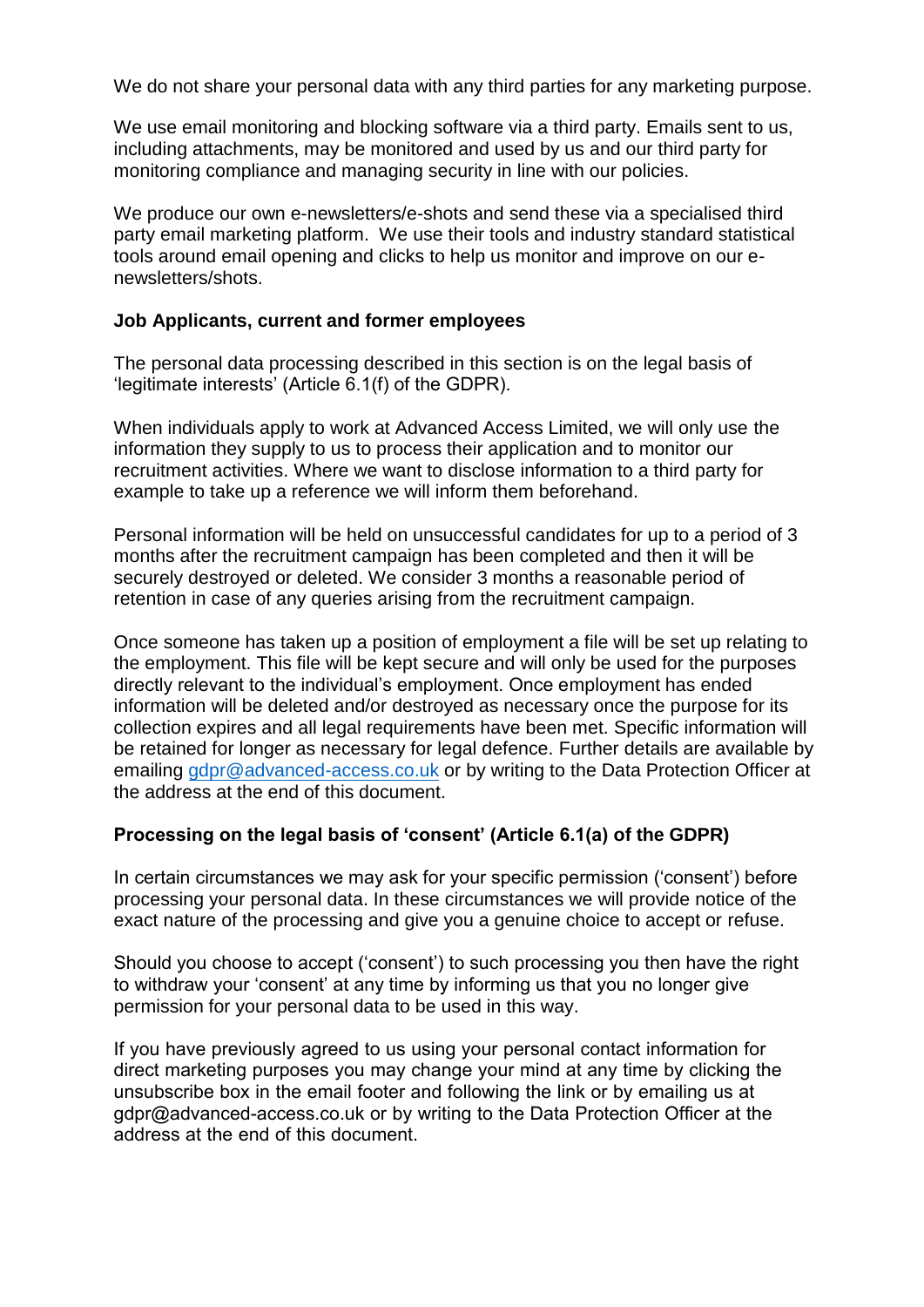We do not share your personal data with any third parties for any marketing purpose.

We use email monitoring and blocking software via a third party. Emails sent to us, including attachments, may be monitored and used by us and our third party for monitoring compliance and managing security in line with our policies.

We produce our own e-newsletters/e-shots and send these via a specialised third party email marketing platform. We use their tools and industry standard statistical tools around email opening and clicks to help us monitor and improve on our e-newsletters/shots.

**Job Applicants, current and former employees**

The personal data processing described in this section is on the legal basis of 'legitimate interests' (Article 6.1(f) of the GDPR).

When individuals apply to work at Advanced Access Limited, we will only use the information they supply to us to process their application and to monitor our recruitment activities. Where we want to disclose information to a third party for example to take up a reference we will inform them beforehand.

Personal information will be held on unsuccessful candidates for up to a period of 3 months after the recruitment campaign has been completed and then it will be securely destroyed or deleted. We consider 3 months a reasonable period of retention in case of any queries arising from the recruitment campaign.

Once someone has taken up a position of employment a file will be set up relating to the employment. This file will be kept secure and will only be used for the purposes directly relevant to the individual's employment. Once employment has ended information will be deleted and/or destroyed as necessary once the purpose for its collection expires and all legal requirements have been met. Specific information will be retained for longer as necessary for legal defence. Further details are available by emailing gdpr@advanced-access.co.uk or by writing to the Data Protection Officer at the address at the end of this document.

**Processing on the legal basis of 'consent' (Article 6.1(a) of the GDPR)**

In certain circumstances we may ask for your specific permission ('consent') before processing your personal data. In these circumstances we will provide notice of the exact nature of the processing and give you a genuine choice to accept or refuse.

Should you choose to accept ('consent') to such processing you then have the right to withdraw your 'consent' at any time by informing us that you no longer give permission for your personal data to be used in this way.

If you have previously agreed to us using your personal contact information for direct marketing purposes you may change your mind at any time by clicking the unsubscribe box in the email footer and following the link or by emailing us at gdpr@advanced-access.co.uk or by writing to the Data Protection Officer at the address at the end of this document.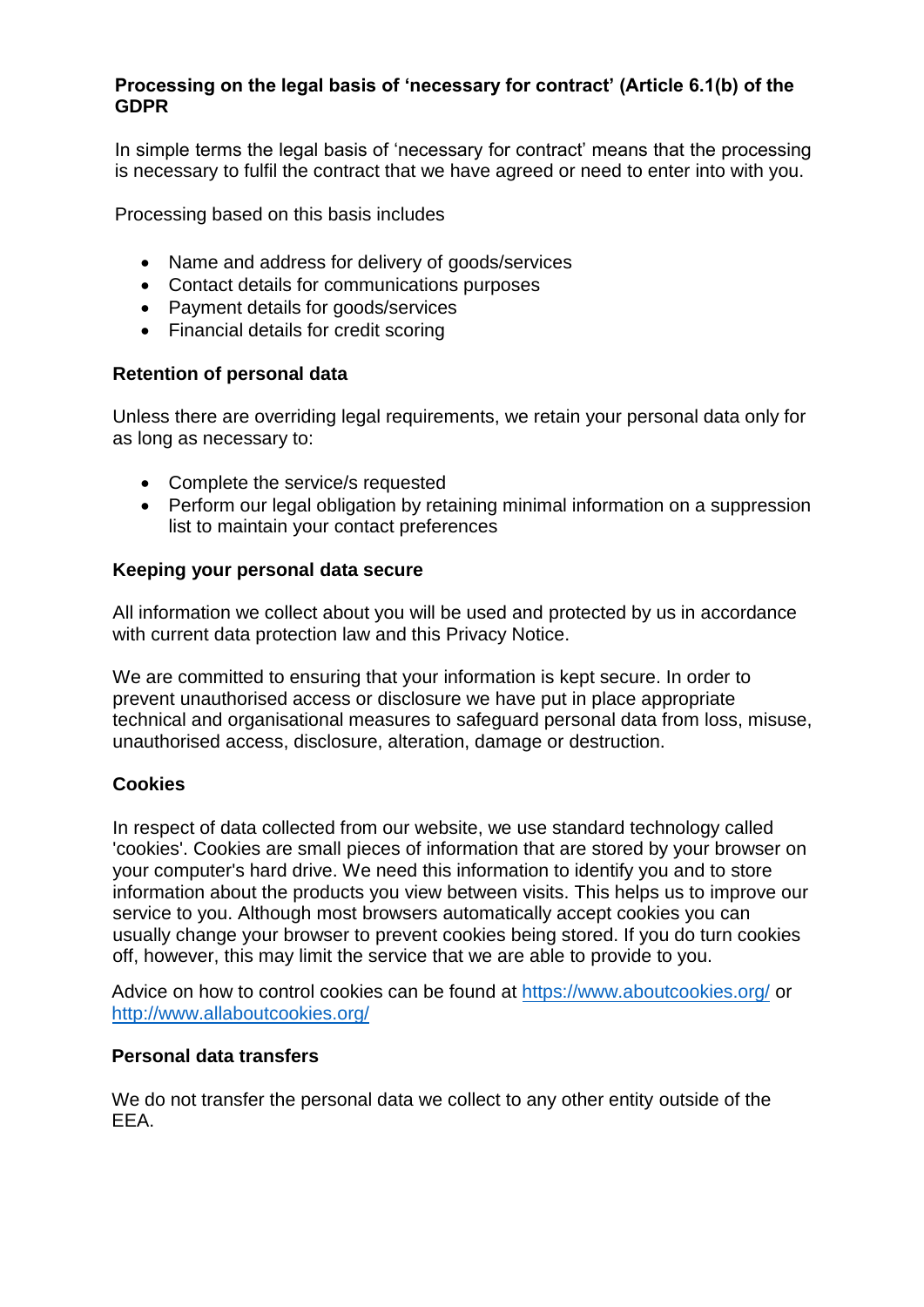**Processing on the legal basis of 'necessary for contract' (Article 6.1(b) of the GDPR**

In simple terms the legal basis of 'necessary for contract' means that the processing is necessary to fulfil the contract that we have agreed or need to enter into with you.

Processing based on this basis includes

- Name and address for delivery of goods/services
- Contact details for communications purposes
- Payment details for goods/services
- Financial details for credit scoring

**Retention of personal data**

Unless there are overriding legal requirements, we retain your personal data only for as long as necessary to:

- Complete the service/s requested
- Perform our legal obligation by retaining minimal information on a suppression list to maintain your contact preferences

**Keeping your personal data secure**

All information we collect about you will be used and protected by us in accordance with current data protection law and this Privacy Notice.

We are committed to ensuring that your information is kept secure. In order to prevent unauthorised access or disclosure we have put in place appropriate technical and organisational measures to safeguard personal data from loss, misuse, unauthorised access, disclosure, alteration, damage or destruction.

**Cookies**

In respect of data collected from our website, we use standard technology called 'cookies'. Cookies are small pieces of information that are stored by your browser on your computer's hard drive. We need this information to identify you and to store information about the products you view between visits. This helps us to improve our service to you. Although most browsers automatically accept cookies you can usually change your browser to prevent cookies being stored. If you do turn cookies off, however, this may limit the service that we are able to provide to you.

Advice on how to control cookies can be found at [https://www.aboutcookies.org/](https://www.aboutcookies.org/) or [http://www.allaboutcookies.org/](http://www.allaboutcookies.org/)

**Personal data transfers**

We do not transfer the personal data we collect to any other entity outside of the EEA.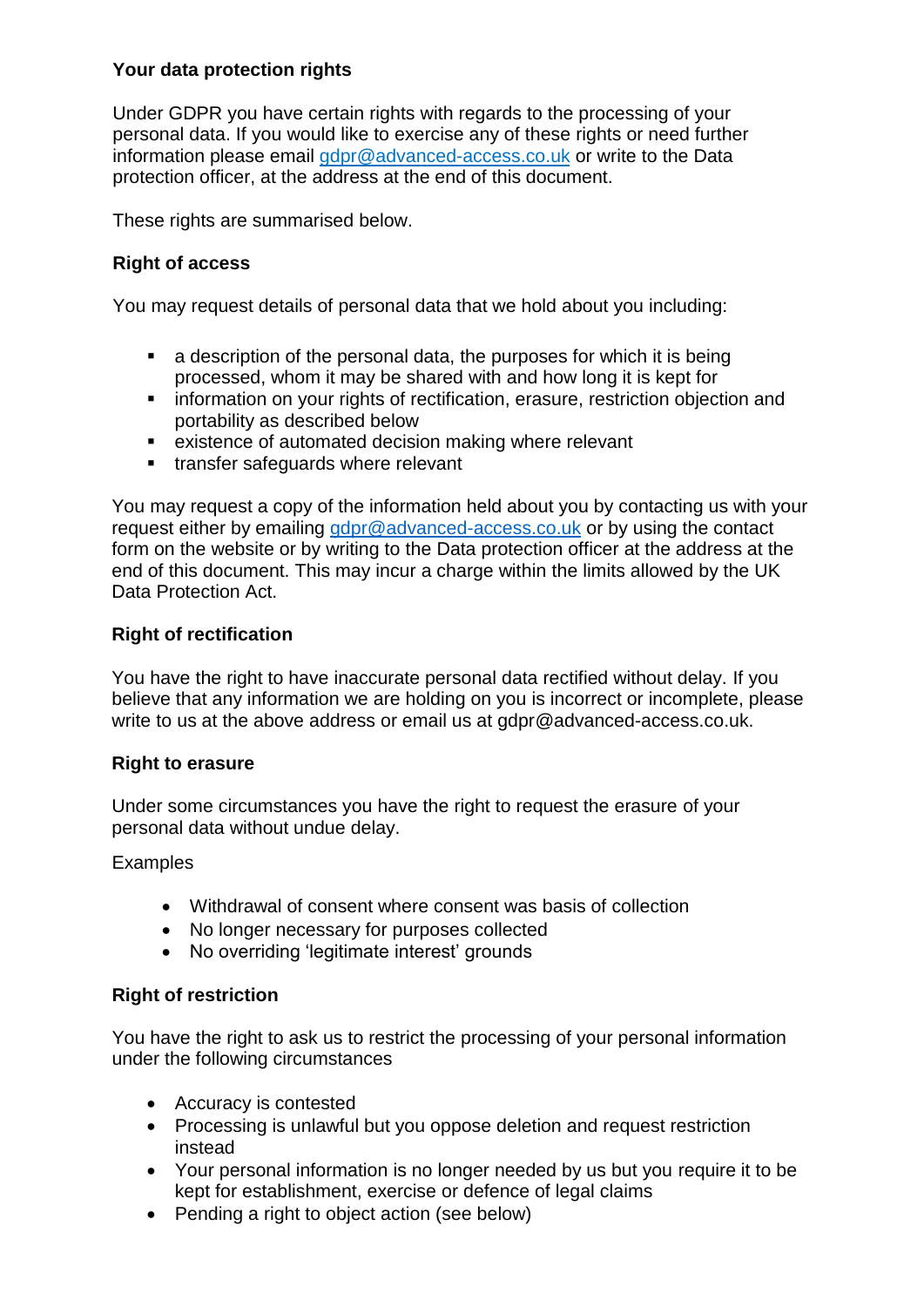**Your data protection rights**

Under GDPR you have certain rights with regards to the processing of your personal data. If you would like to exercise any of these rights or need further information please email gdpr@advanced-access.co.uk or write to the Data protection officer, at the address at the end of this document.

These rights are summarised below.

**Right of access**

You may request details of personal data that we hold about you including:

- a description of the personal data, the purposes for which it is being processed, whom it may be shared with and how long it is kept for
- information on your rights of rectification, erasure, restriction objection and portability as described below
- existence of automated decision making where relevant
- transfer safeguards where relevant

You may request a copy of the information held about you by contacting us with your request either by emailing gdpr@advanced-access.co.uk or by using the contact form on the website or by writing to the Data protection officer at the address at the end of this document. This may incur a charge within the limits allowed by the UK Data Protection Act.

**Right of rectification**

You have the right to have inaccurate personal data rectified without delay. If you believe that any information we are holding on you is incorrect or incomplete, please write to us at the above address or email us at gdpr@advanced-access.co.uk.

**Right to erasure**

Under some circumstances you have the right to request the erasure of your personal data without undue delay.

Examples

- Withdrawal of consent where consent was basis of collection
- No longer necessary for purposes collected
- No overriding 'legitimate interest' grounds

**Right of restriction**

You have the right to ask us to restrict the processing of your personal information under the following circumstances

- Accuracy is contested
- Processing is unlawful but you oppose deletion and request restriction instead
- Your personal information is no longer needed by us but you require it to be kept for establishment, exercise or defence of legal claims
- Pending a right to object action (see below)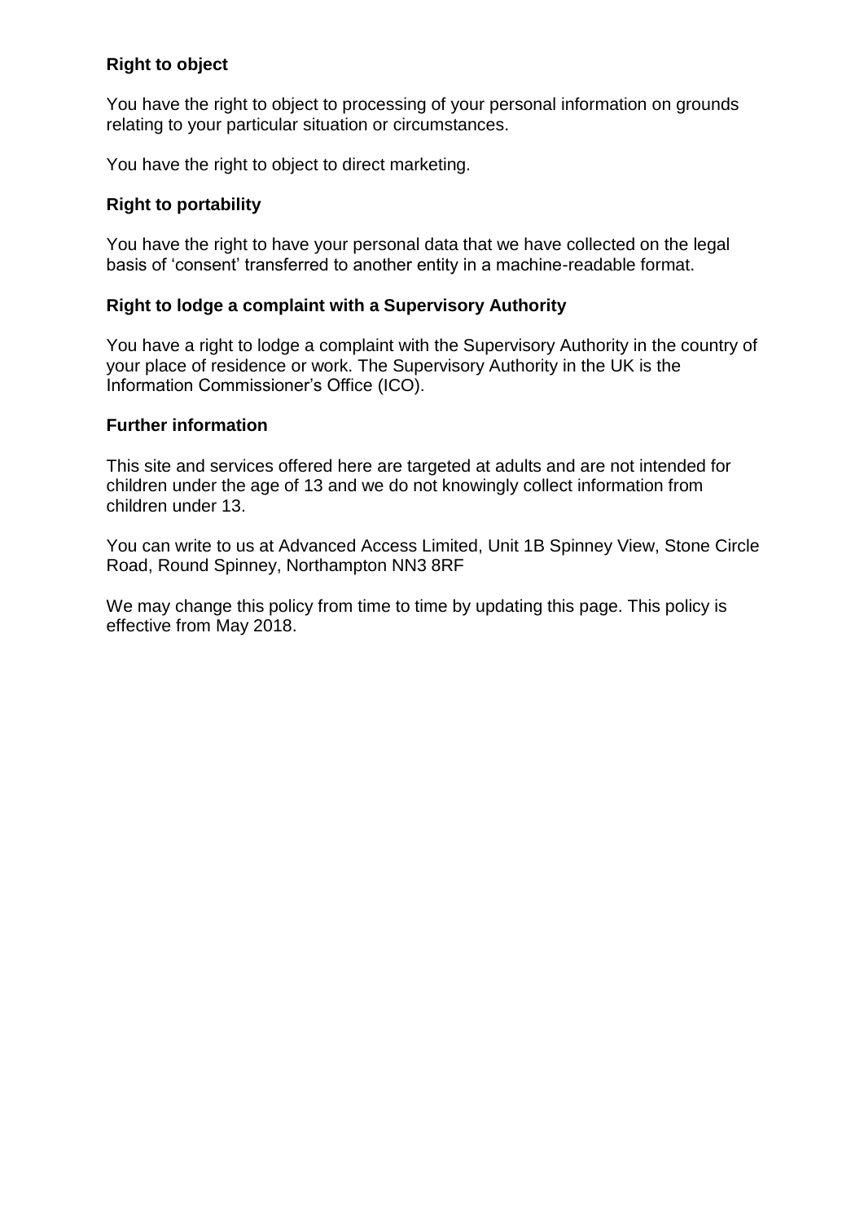**Right to object**

You have the right to object to processing of your personal information on grounds relating to your particular situation or circumstances.

You have the right to object to direct marketing.

**Right to portability**

You have the right to have your personal data that we have collected on the legal basis of 'consent' transferred to another entity in a machine-readable format.

**Right to lodge a complaint with a Supervisory Authority**

You have a right to lodge a complaint with the Supervisory Authority in the country of your place of residence or work. The Supervisory Authority in the UK is the Information Commissioner's Office (ICO).

**Further information**

This site and services offered here are targeted at adults and are not intended for children under the age of 13 and we do not knowingly collect information from children under 13.

You can write to us at Advanced Access Limited, Unit 1B Spinney View, Stone Circle Road, Round Spinney, Northampton NN3 8RF

We may change this policy from time to time by updating this page. This policy is effective from May 2018.